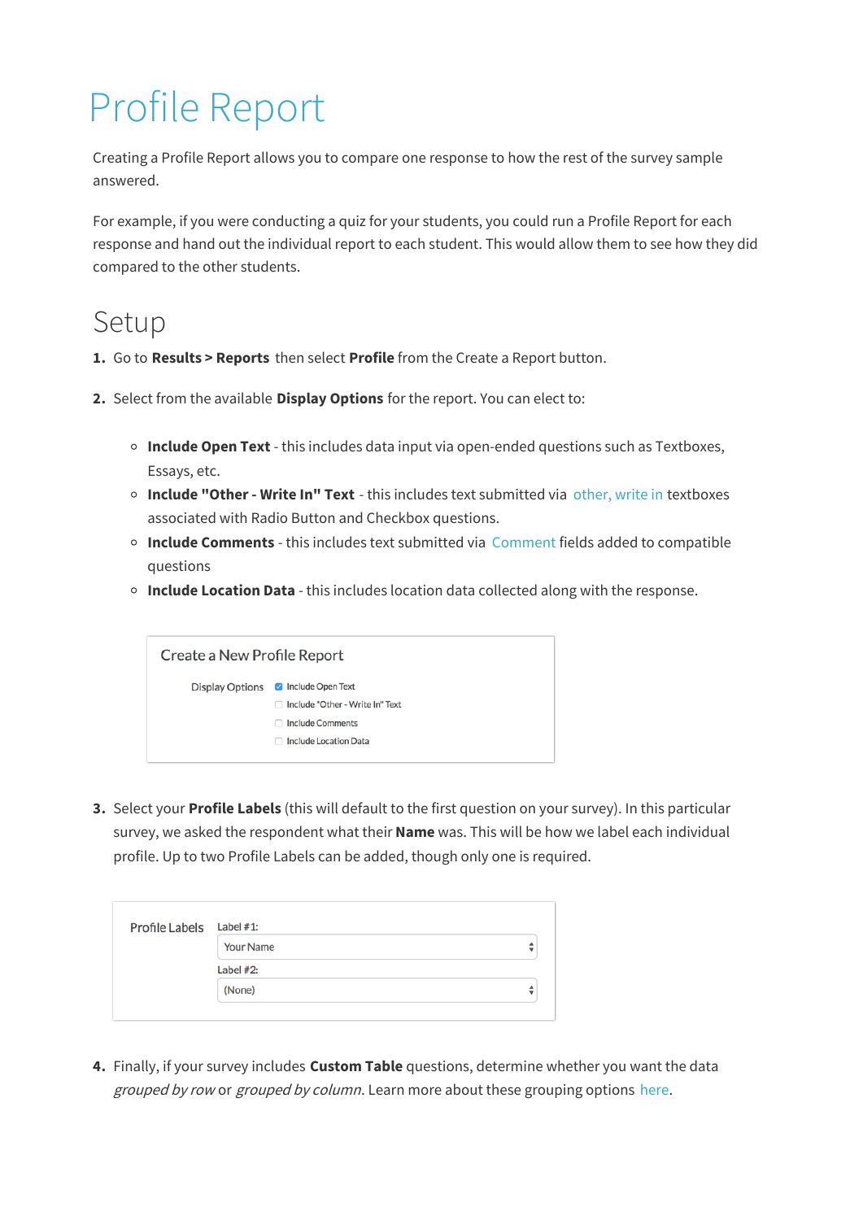# Profile Report

Creating a Profile Report allows you to compare one response to how the rest of the survey sample answered.

For example, if you were conducting a quiz for your students, you could run a Profile Report for each response and hand out the individual report to each student. This would allow them to see how they did compared to the other students.

## Setup

1. Go to **Results > Reports** then select **Profile** from the Create a Report button.

2. Select from the available **Display Options** for the report. You can elect to:

   - **Include Open Text** - this includes data input via open-ended questions such as Textboxes, Essays, etc.
   - **Include "Other - Write In" Text** - this includes text submitted via other, write in textboxes associated with Radio Button and Checkbox questions.
   - **Include Comments** - this includes text submitted via Comment fields added to compatible questions
   - **Include Location Data** - this includes location data collected along with the response.

   Create a New Profile Report

   Display Options
   - [x] Include Open Text
   - [ ] Include "Other - Write In" Text
   - [ ] Include Comments
   - [ ] Include Location Data

3. Select your **Profile Labels** (this will default to the first question on your survey). In this particular survey, we asked the respondent what their **Name** was. This will be how we label each individual profile. Up to two Profile Labels can be added, though only one is required.

   Profile Labels
   Label #1: Your Name
   Label #2: (None)

4. Finally, if your survey includes **Custom Table** questions, determine whether you want the data *grouped by row* or *grouped by column*. Learn more about these grouping options here.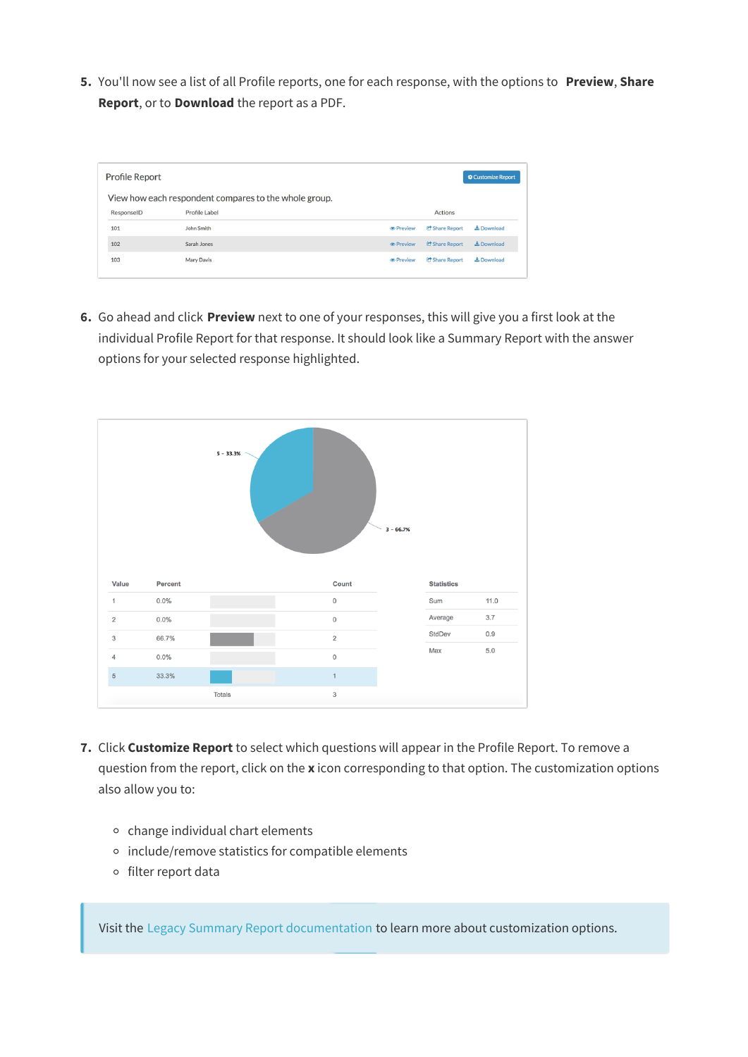5. You'll now see a list of all Profile reports, one for each response, with the options to **Preview**, **Share Report**, or to **Download** the report as a PDF.

Profile Report

Customize Report

View how each respondent compares to the whole group.

| ResponseID | Profile Label | Actions | | |
|---|---|---|---|---|
| 101 | John Smith | Preview | Share Report | Download |
| 102 | Sarah Jones | Preview | Share Report | Download |
| 103 | Mary Davis | Preview | Share Report | Download |

6. Go ahead and click **Preview** next to one of your responses, this will give you a first look at the individual Profile Report for that response. It should look like a Summary Report with the answer options for your selected response highlighted.

5 - 33.3%

3 - 66.7%

| Value | Percent | Count |
|---|---|---|
| 1 | 0.0% | 0 |
| 2 | 0.0% | 0 |
| 3 | 66.7% | 2 |
| 4 | 0.0% | 0 |
| 5 | 33.3% | 1 |
| | Totals | 3 |

| Statistics | |
|---|---|
| Sum | 11.0 |
| Average | 3.7 |
| StdDev | 0.9 |
| Max | 5.0 |

7. Click **Customize Report** to select which questions will appear in the Profile Report. To remove a question from the report, click on the **x** icon corresponding to that option. The customization options also allow you to:

   - change individual chart elements
   - include/remove statistics for compatible elements
   - filter report data

> Visit the Legacy Summary Report documentation to learn more about customization options.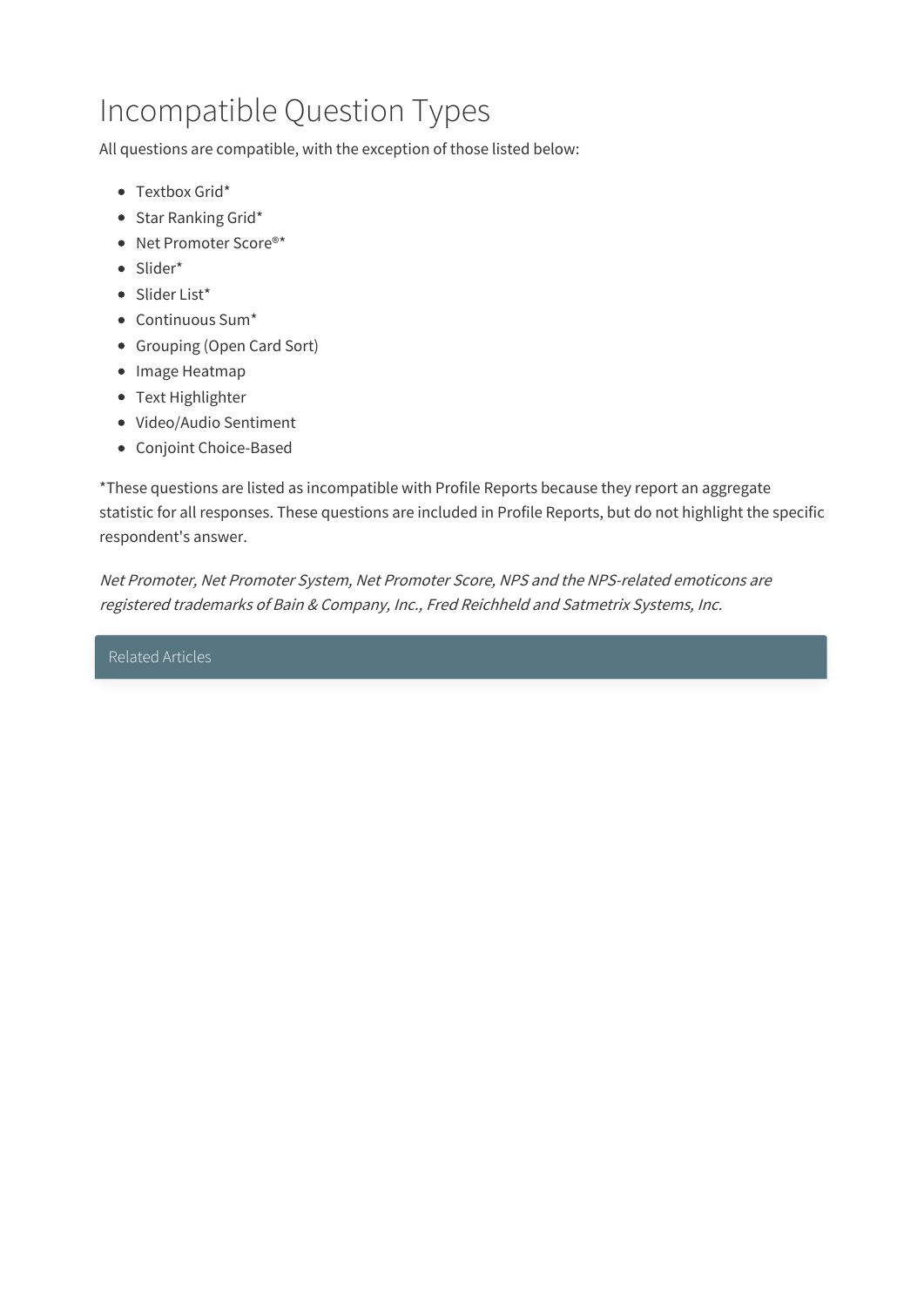# Incompatible Question Types

All questions are compatible, with the exception of those listed below:

- Textbox Grid*
- Star Ranking Grid*
- Net Promoter Score®*
- Slider*
- Slider List*
- Continuous Sum*
- Grouping (Open Card Sort)
- Image Heatmap
- Text Highlighter
- Video/Audio Sentiment
- Conjoint Choice-Based

*These questions are listed as incompatible with Profile Reports because they report an aggregate statistic for all responses. These questions are included in Profile Reports, but do not highlight the specific respondent's answer.

*Net Promoter, Net Promoter System, Net Promoter Score, NPS and the NPS-related emoticons are registered trademarks of Bain & Company, Inc., Fred Reichheld and Satmetrix Systems, Inc.*

Related Articles